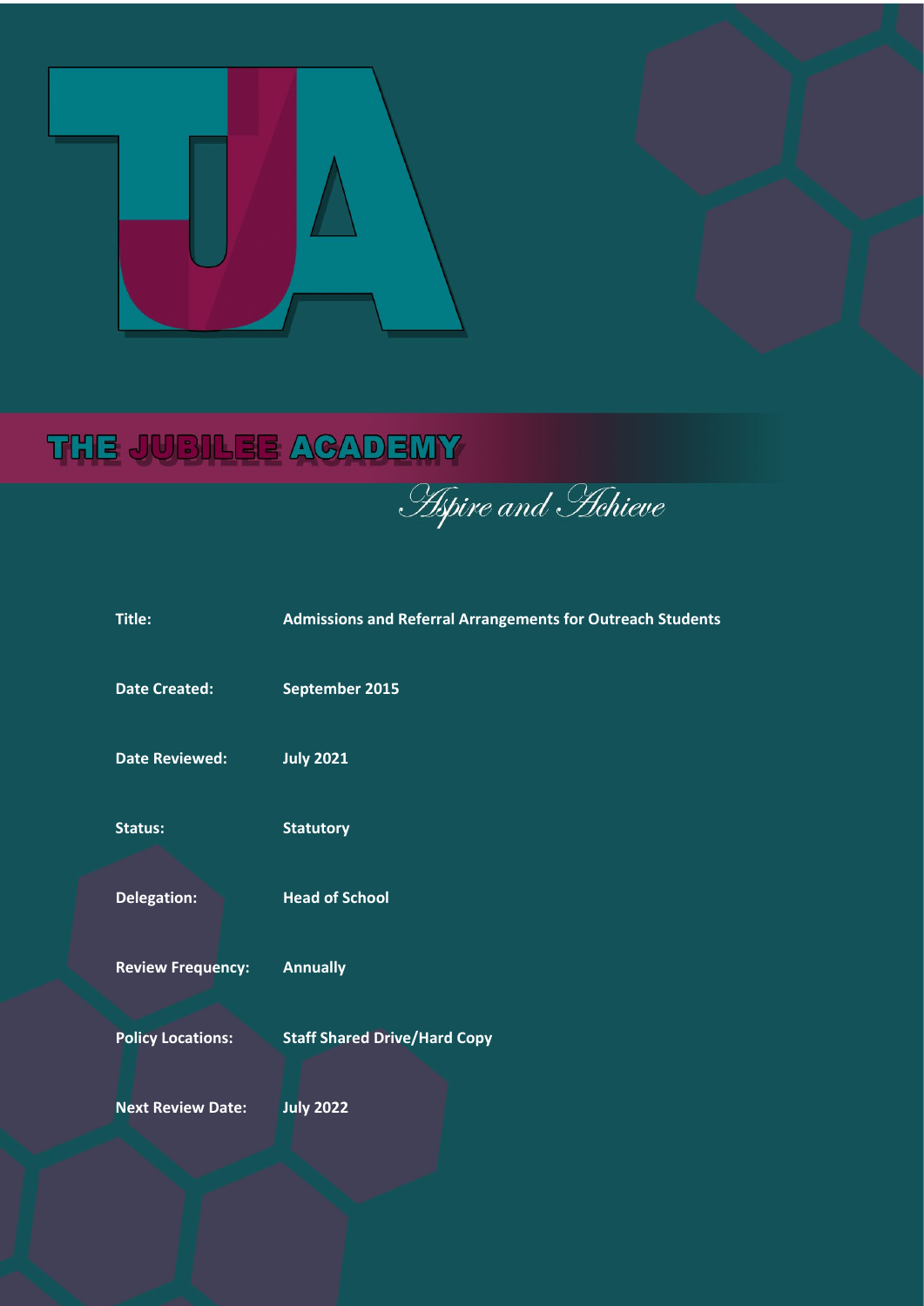# THE JUBILEE ACADEMY

*Aspire and Achieve*

| | |
|---|---|
| **Title:** | **Admissions and Referral Arrangements for Outreach Students** |
| **Date Created:** | **September 2015** |
| **Date Reviewed:** | **July 2021** |
| **Status:** | **Statutory** |
| **Delegation:** | **Head of School** |
| **Review Frequency:** | **Annually** |
| **Policy Locations:** | **Staff Shared Drive/Hard Copy** |
| **Next Review Date:** | **July 2022** |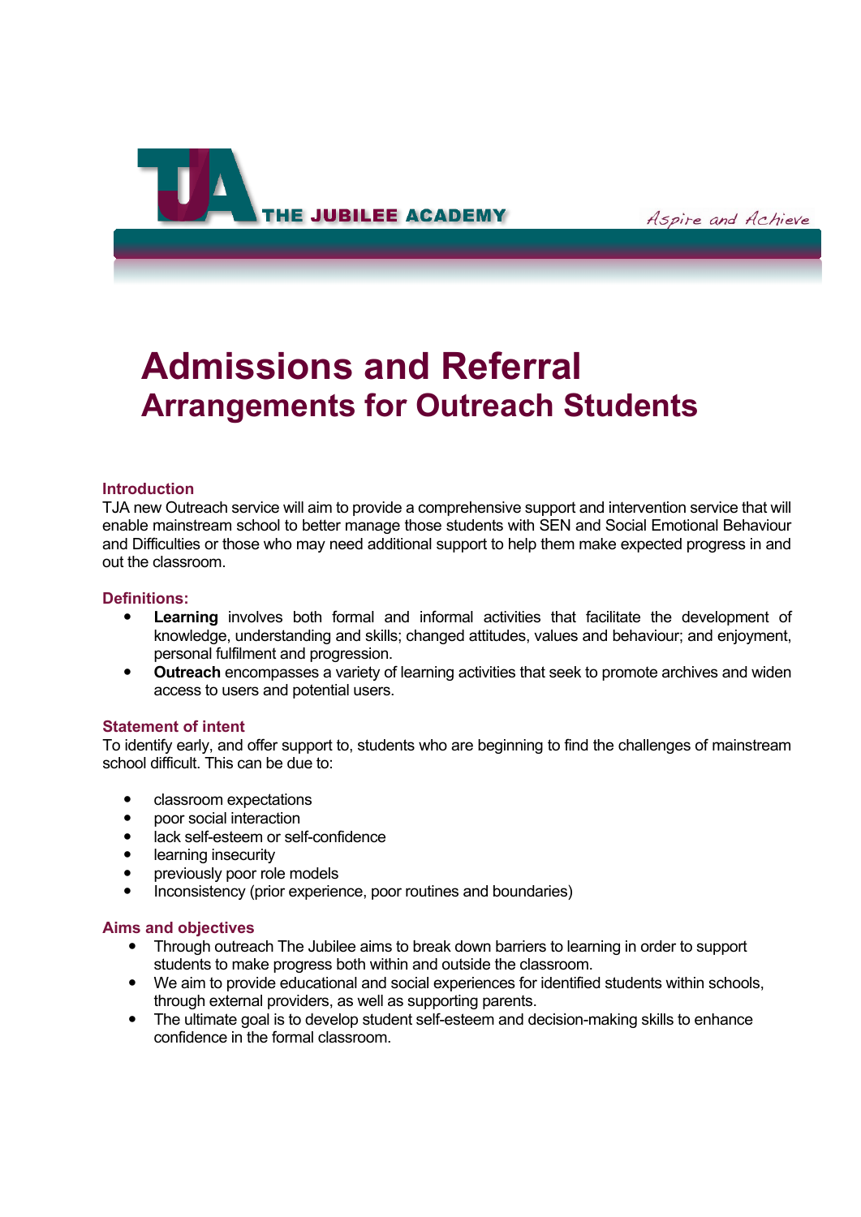# Admissions and Referral
## Arrangements for Outreach Students

### Introduction

TJA new Outreach service will aim to provide a comprehensive support and intervention service that will enable mainstream school to better manage those students with SEN and Social Emotional Behaviour and Difficulties or those who may need additional support to help them make expected progress in and out the classroom.

### Definitions:

- **Learning** involves both formal and informal activities that facilitate the development of knowledge, understanding and skills; changed attitudes, values and behaviour; and enjoyment, personal fulfilment and progression.
- **Outreach** encompasses a variety of learning activities that seek to promote archives and widen access to users and potential users.

### Statement of intent

To identify early, and offer support to, students who are beginning to find the challenges of mainstream school difficult. This can be due to:

- classroom expectations
- poor social interaction
- lack self-esteem or self-confidence
- learning insecurity
- previously poor role models
- Inconsistency (prior experience, poor routines and boundaries)

### Aims and objectives

- Through outreach The Jubilee aims to break down barriers to learning in order to support students to make progress both within and outside the classroom.
- We aim to provide educational and social experiences for identified students within schools, through external providers, as well as supporting parents.
- The ultimate goal is to develop student self-esteem and decision-making skills to enhance confidence in the formal classroom.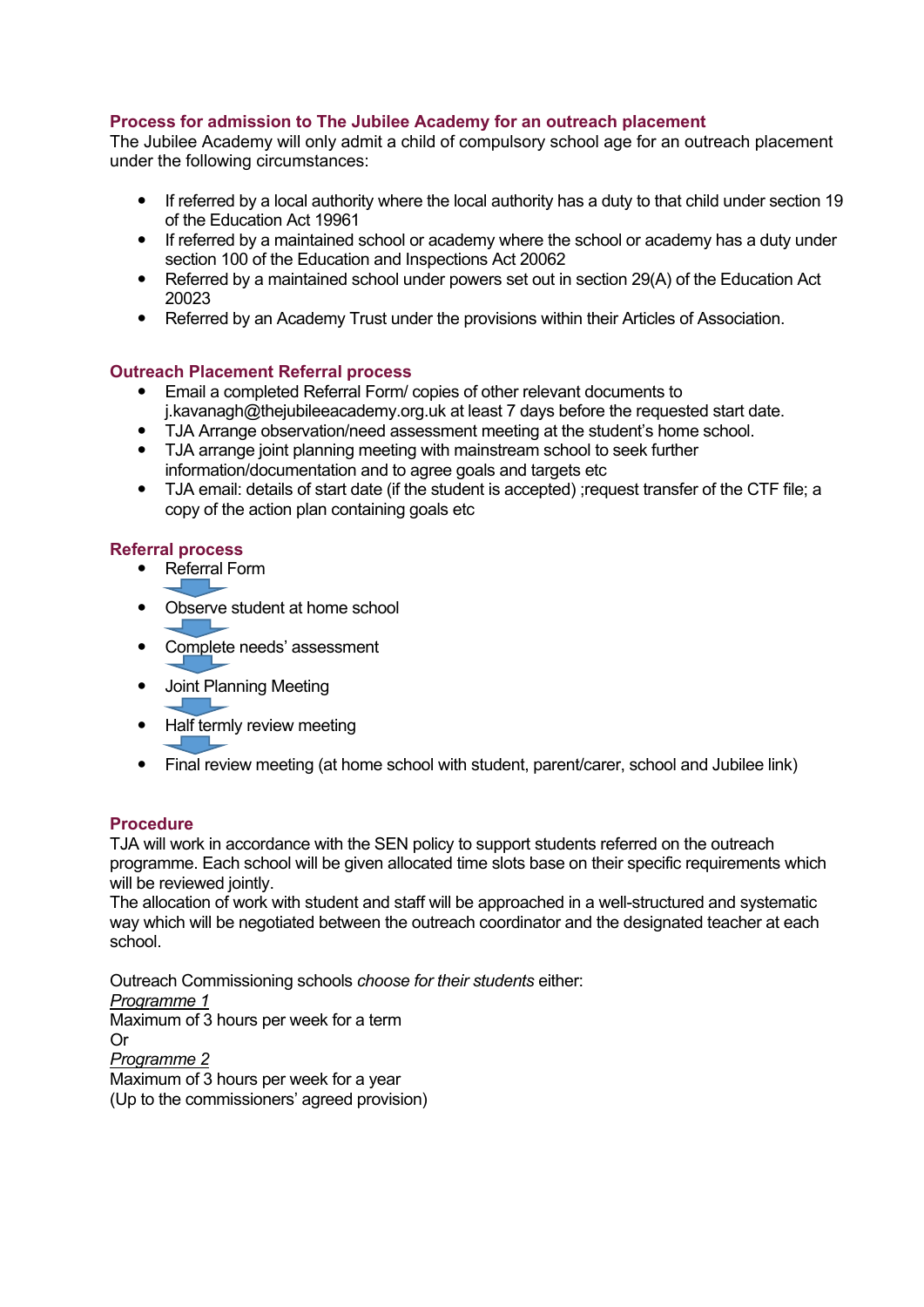## Process for admission to The Jubilee Academy for an outreach placement

The Jubilee Academy will only admit a child of compulsory school age for an outreach placement under the following circumstances:

- If referred by a local authority where the local authority has a duty to that child under section 19 of the Education Act 1996[1]
- If referred by a maintained school or academy where the school or academy has a duty under section 100 of the Education and Inspections Act 2006[2]
- Referred by a maintained school under powers set out in section 29(A) of the Education Act 2002[3]
- Referred by an Academy Trust under the provisions within their Articles of Association.

## Outreach Placement Referral process

- Email a completed Referral Form/ copies of other relevant documents to j.kavanagh@thejubileeacademy.org.uk at least 7 days before the requested start date.
- TJA Arrange observation/need assessment meeting at the student's home school.
- TJA arrange joint planning meeting with mainstream school to seek further information/documentation and to agree goals and targets etc
- TJA email: details of start date (if the student is accepted) ;request transfer of the CTF file; a copy of the action plan containing goals etc

## Referral process

- Referral Form
- Observe student at home school
- Complete needs' assessment
- Joint Planning Meeting
- Half termly review meeting
- Final review meeting (at home school with student, parent/carer, school and Jubilee link)

## Procedure

TJA will work in accordance with the SEN policy to support students referred on the outreach programme. Each school will be given allocated time slots base on their specific requirements which will be reviewed jointly.
The allocation of work with student and staff will be approached in a well-structured and systematic way which will be negotiated between the outreach coordinator and the designated teacher at each school.

Outreach Commissioning schools *choose for their students* either:
*Programme 1*
Maximum of 3 hours per week for a term
Or
*Programme 2*
Maximum of 3 hours per week for a year
(Up to the commissioners' agreed provision)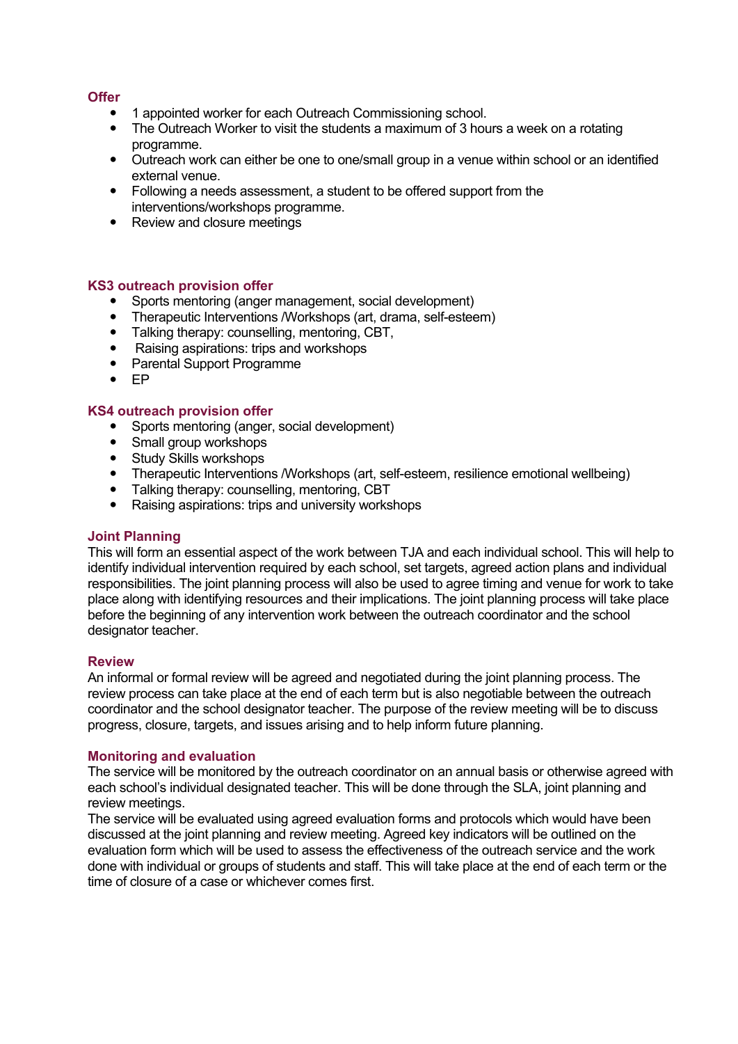### Offer

- 1 appointed worker for each Outreach Commissioning school.
- The Outreach Worker to visit the students a maximum of 3 hours a week on a rotating programme.
- Outreach work can either be one to one/small group in a venue within school or an identified external venue.
- Following a needs assessment, a student to be offered support from the interventions/workshops programme.
- Review and closure meetings

### KS3 outreach provision offer

- Sports mentoring (anger management, social development)
- Therapeutic Interventions /Workshops (art, drama, self-esteem)
- Talking therapy: counselling, mentoring, CBT,
- Raising aspirations: trips and workshops
- Parental Support Programme
- EP

### KS4 outreach provision offer

- Sports mentoring (anger, social development)
- Small group workshops
- Study Skills workshops
- Therapeutic Interventions /Workshops (art, self-esteem, resilience emotional wellbeing)
- Talking therapy: counselling, mentoring, CBT
- Raising aspirations: trips and university workshops

### Joint Planning

This will form an essential aspect of the work between TJA and each individual school. This will help to identify individual intervention required by each school, set targets, agreed action plans and individual responsibilities. The joint planning process will also be used to agree timing and venue for work to take place along with identifying resources and their implications. The joint planning process will take place before the beginning of any intervention work between the outreach coordinator and the school designator teacher.

### Review

An informal or formal review will be agreed and negotiated during the joint planning process. The review process can take place at the end of each term but is also negotiable between the outreach coordinator and the school designator teacher. The purpose of the review meeting will be to discuss progress, closure, targets, and issues arising and to help inform future planning.

### Monitoring and evaluation

The service will be monitored by the outreach coordinator on an annual basis or otherwise agreed with each school's individual designated teacher. This will be done through the SLA, joint planning and review meetings.

The service will be evaluated using agreed evaluation forms and protocols which would have been discussed at the joint planning and review meeting. Agreed key indicators will be outlined on the evaluation form which will be used to assess the effectiveness of the outreach service and the work done with individual or groups of students and staff. This will take place at the end of each term or the time of closure of a case or whichever comes first.